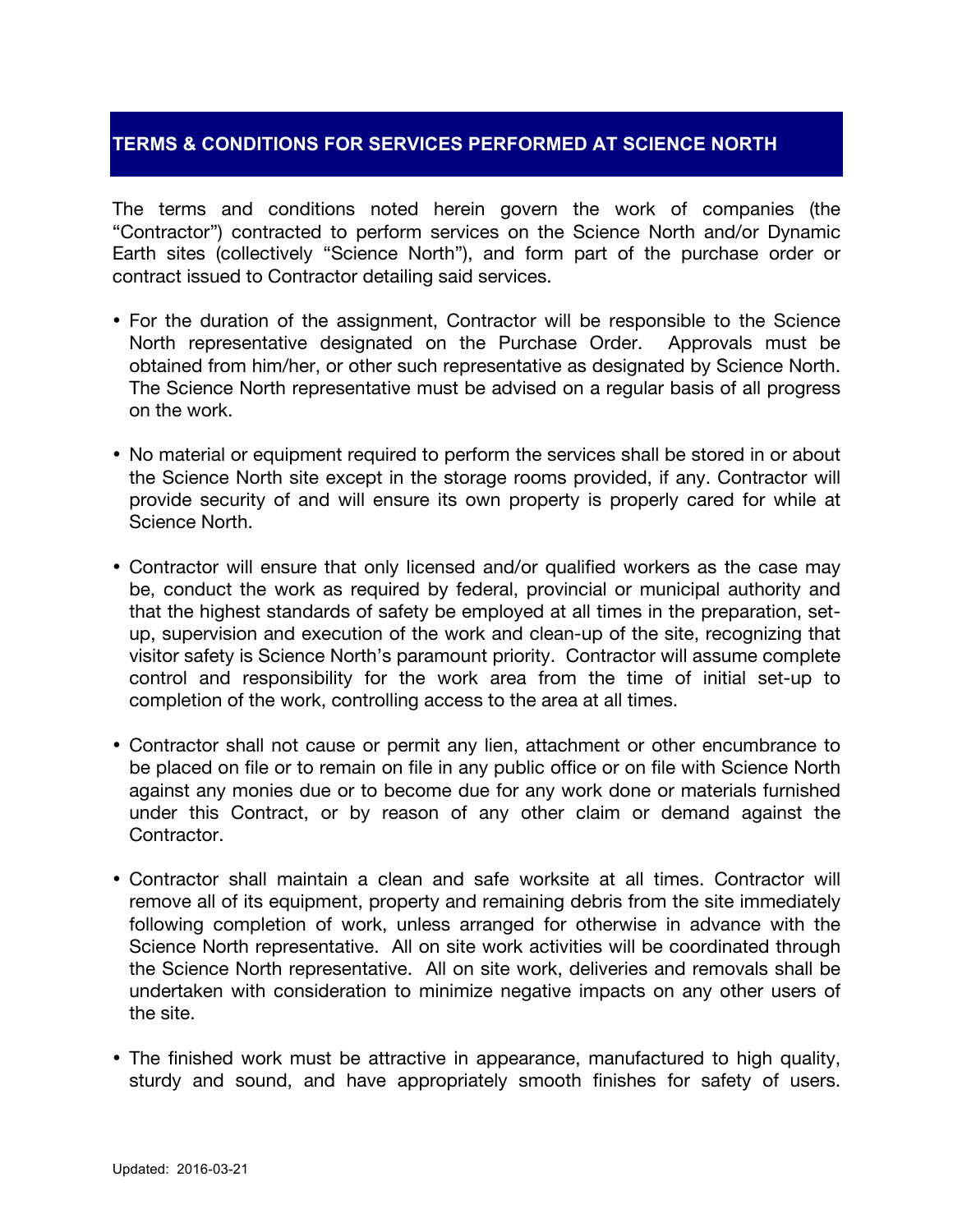## TERMS & CONDITIONS FOR SERVICES PERFORMED AT SCIENCE NORTH

The terms and conditions noted herein govern the work of companies (the "Contractor") contracted to perform services on the Science North and/or Dynamic Earth sites (collectively "Science North"), and form part of the purchase order or contract issued to Contractor detailing said services.

- For the duration of the assignment, Contractor will be responsible to the Science North representative designated on the Purchase Order. Approvals must be obtained from him/her, or other such representative as designated by Science North. The Science North representative must be advised on a regular basis of all progress on the work.

- No material or equipment required to perform the services shall be stored in or about the Science North site except in the storage rooms provided, if any. Contractor will provide security of and will ensure its own property is properly cared for while at Science North.

- Contractor will ensure that only licensed and/or qualified workers as the case may be, conduct the work as required by federal, provincial or municipal authority and that the highest standards of safety be employed at all times in the preparation, set-up, supervision and execution of the work and clean-up of the site, recognizing that visitor safety is Science North's paramount priority. Contractor will assume complete control and responsibility for the work area from the time of initial set-up to completion of the work, controlling access to the area at all times.

- Contractor shall not cause or permit any lien, attachment or other encumbrance to be placed on file or to remain on file in any public office or on file with Science North against any monies due or to become due for any work done or materials furnished under this Contract, or by reason of any other claim or demand against the Contractor.

- Contractor shall maintain a clean and safe worksite at all times. Contractor will remove all of its equipment, property and remaining debris from the site immediately following completion of work, unless arranged for otherwise in advance with the Science North representative. All on site work activities will be coordinated through the Science North representative. All on site work, deliveries and removals shall be undertaken with consideration to minimize negative impacts on any other users of the site.

- The finished work must be attractive in appearance, manufactured to high quality, sturdy and sound, and have appropriately smooth finishes for safety of users.

Updated: 2016-03-21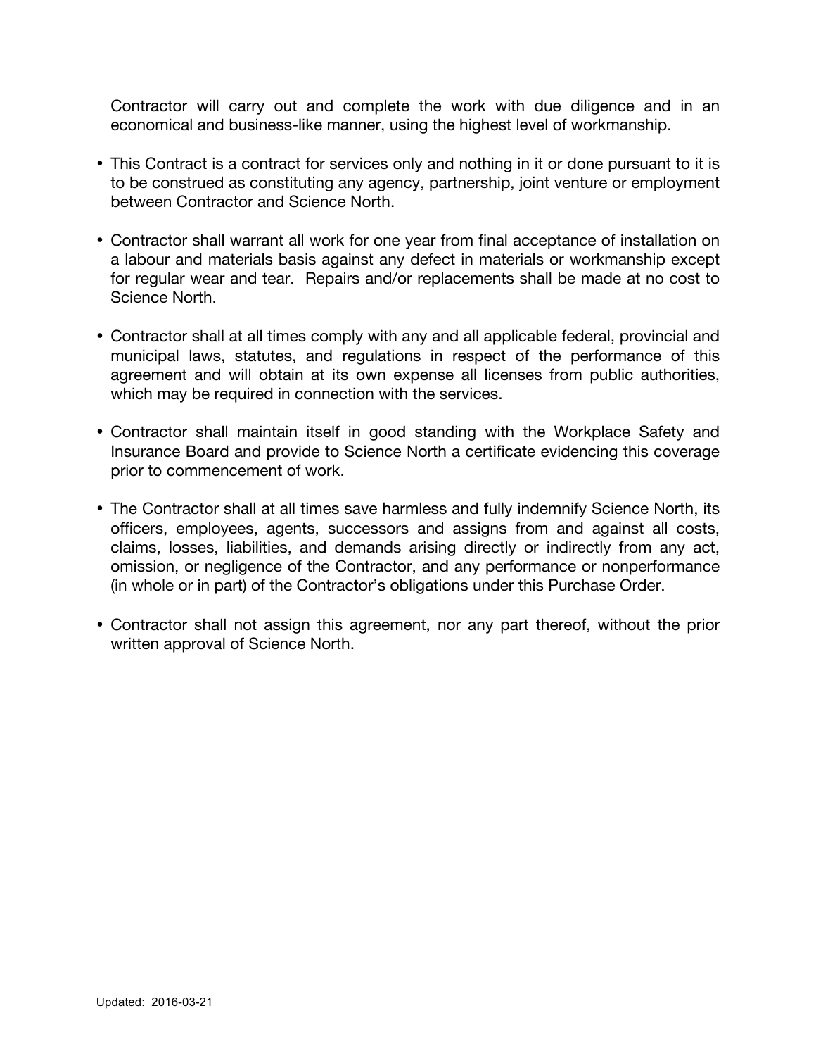Contractor will carry out and complete the work with due diligence and in an economical and business-like manner, using the highest level of workmanship.

- This Contract is a contract for services only and nothing in it or done pursuant to it is to be construed as constituting any agency, partnership, joint venture or employment between Contractor and Science North.
- Contractor shall warrant all work for one year from final acceptance of installation on a labour and materials basis against any defect in materials or workmanship except for regular wear and tear. Repairs and/or replacements shall be made at no cost to Science North.
- Contractor shall at all times comply with any and all applicable federal, provincial and municipal laws, statutes, and regulations in respect of the performance of this agreement and will obtain at its own expense all licenses from public authorities, which may be required in connection with the services.
- Contractor shall maintain itself in good standing with the Workplace Safety and Insurance Board and provide to Science North a certificate evidencing this coverage prior to commencement of work.
- The Contractor shall at all times save harmless and fully indemnify Science North, its officers, employees, agents, successors and assigns from and against all costs, claims, losses, liabilities, and demands arising directly or indirectly from any act, omission, or negligence of the Contractor, and any performance or nonperformance (in whole or in part) of the Contractor's obligations under this Purchase Order.
- Contractor shall not assign this agreement, nor any part thereof, without the prior written approval of Science North.

Updated: 2016-03-21